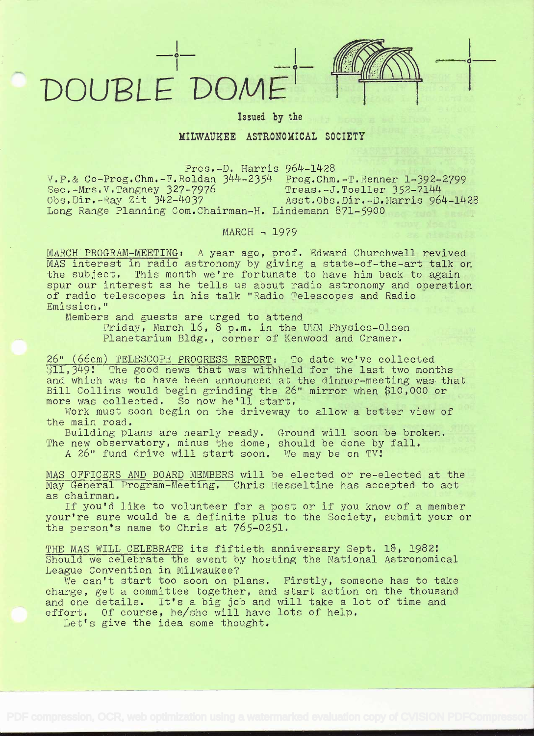# DOUBLE DOME

Issued by the

**MILWAUKEE ASTRONOMICAL SOCIETY**

Pres.-D. Harris 964-1428
V.P.& Co-Prog.Chm.-F.Roldan 344-2354 Prog.Chm.-T.Renner 1-392-2799
Sec.-Mrs.V.Tangney 327-7976 Treas.-J.Toeller 352-7144
Obs.Dir.-Ray Zit 342-4037 Asst.Obs.Dir.-D.Harris 964-1428
Long Range Planning Com.Chairman-H. Lindemann 871-5900

MARCH - 1979

MARCH PROGRAM-MEETING: A year ago, prof. Edward Churchwell revived MAS interest in radio astronomy by giving a state-of-the-art talk on the subject. This month we're fortunate to have him back to again spur our interest as he tells us about radio astronomy and operation of radio telescopes in his talk "Radio Telescopes and Radio Emission."

Members and guests are urged to attend
Friday, March 16, 8 p.m. in the UWM Physics-Olsen Planetarium Bldg., corner of Kenwood and Cramer.

26" (66cm) TELESCOPE PROGRESS REPORT: To date we've collected $11,349! The good news that was withheld for the last two months and which was to have been announced at the dinner-meeting was that Bill Collins would begin grinding the 26" mirror when $10,000 or more was collected. So now he'll start.

Work must soon begin on the driveway to allow a better view of the main road.

Building plans are nearly ready. Ground will soon be broken. The new observatory, minus the dome, should be done by fall.

A 26" fund drive will start soon. We may be on TV!

MAS OFFICERS AND BOARD MEMBERS will be elected or re-elected at the May General Program-Meeting. Chris Hesseltine has accepted to act as chairman.

If you'd like to volunteer for a post or if you know of a member your're sure would be a definite plus to the Society, submit your or the person's name to Chris at 765-0251.

THE MAS WILL CELEBRATE its fiftieth anniversary Sept. 18, 1982! Should we celebrate the event by hosting the National Astronomical League Convention in Milwaukee?

We can't start too soon on plans. Firstly, someone has to take charge, get a committee together, and start action on the thousand and one details. It's a big job and will take a lot of time and effort. Of course, he/she will have lots of help.

Let's give the idea some thought.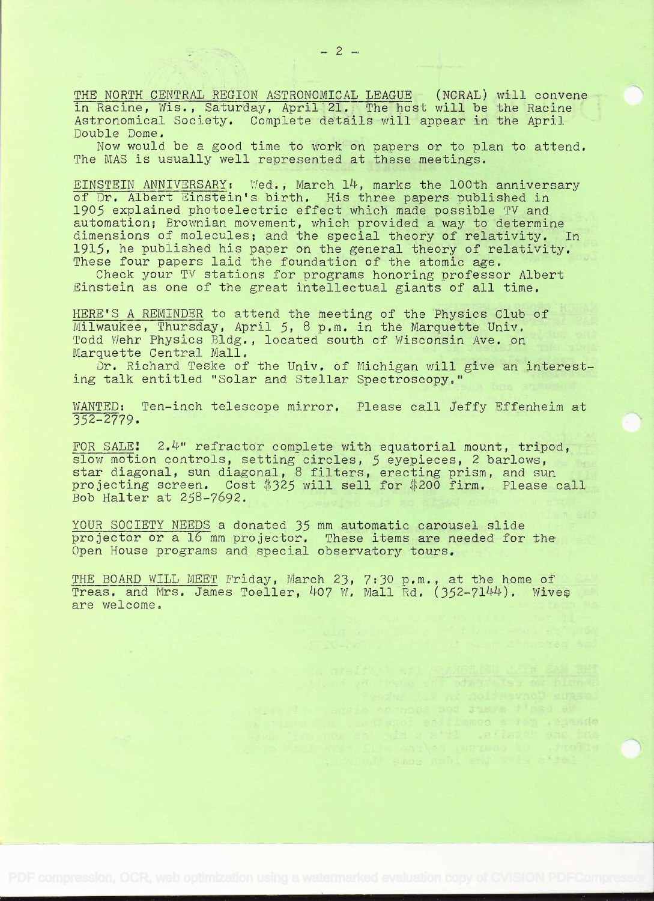THE NORTH CENTRAL REGION ASTRONOMICAL LEAGUE (NCRAL) will convene in Racine, Wis., Saturday, April 21. The host will be the Racine Astronomical Society. Complete details will appear in the April Double Dome.

Now would be a good time to work on papers or to plan to attend. The MAS is usually well represented at these meetings.

EINSTEIN ANNIVERSARY: Wed., March 14, marks the 100th anniversary of Dr. Albert Einstein's birth. His three papers published in 1905 explained photoelectric effect which made possible TV and automation; Brownian movement, which provided a way to determine dimensions of molecules; and the special theory of relativity. In 1915, he published his paper on the general theory of relativity. These four papers laid the foundation of the atomic age.

Check your TV stations for programs honoring professor Albert Einstein as one of the great intellectual giants of all time.

HERE'S A REMINDER to attend the meeting of the Physics Club of Milwaukee, Thursday, April 5, 8 p.m. in the Marquette Univ. Todd Wehr Physics Bldg., located south of Wisconsin Ave. on Marquette Central Mall.

Dr. Richard Teske of the Univ. of Michigan will give an interesting talk entitled "Solar and Stellar Spectroscopy."

WANTED: Ten-inch telescope mirror. Please call Jeffy Effenheim at 352-2779.

FOR SALE! 2.4" refractor complete with equatorial mount, tripod, slow motion controls, setting circles, 5 eyepieces, 2 barlows, star diagonal, sun diagonal, 8 filters, erecting prism, and sun projecting screen. Cost $325 will sell for $200 firm. Please call Bob Halter at 258-7692.

YOUR SOCIETY NEEDS a donated 35 mm automatic carousel slide projector or a 16 mm projector. These items are needed for the Open House programs and special observatory tours.

THE BOARD WILL MEET Friday, March 23, 7:30 p.m., at the home of Treas. and Mrs. James Toeller, 407 W. Mall Rd. (352-7144). Wives are welcome.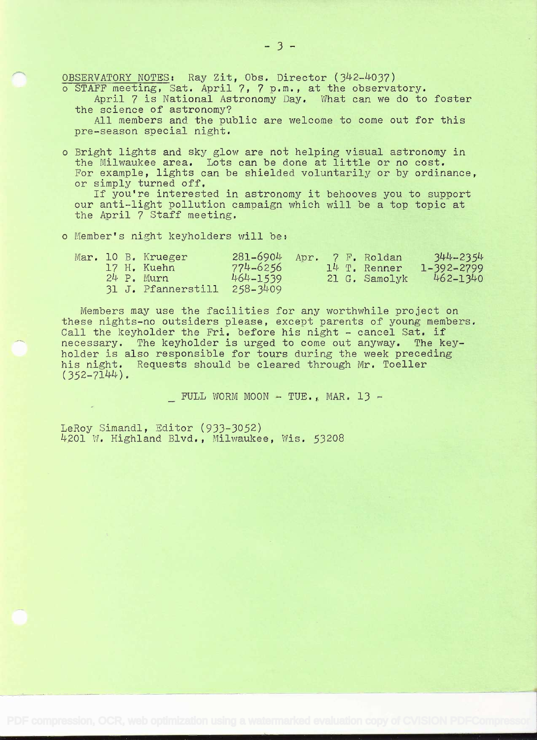OBSERVATORY NOTES: Ray Zit, Obs. Director (342-4037)

o STAFF meeting, Sat. April 7, 7 p.m., at the observatory.
  April 7 is National Astronomy Day. What can we do to foster the science of astronomy?
  All members and the public are welcome to come out for this pre-season special night.

o Bright lights and sky glow are not helping visual astronomy in the Milwaukee area. Lots can be done at little or no cost. For example, lights can be shielded voluntarily or by ordinance, or simply turned off.
  If you're interested in astronomy it behooves you to support our anti-light pollution campaign which will be a top topic at the April 7 Staff meeting.

o Member's night keyholders will be:

| | | | | | |
|---|---|---|---|---|---|
| Mar. 10 | B. Krueger | 281-6904 | Apr. 7 | F. Roldan | 344-2354 |
| 17 | H. Kuehn | 774-6256 | 14 | T. Renner | 1-392-2799 |
| 24 | P. Murn | 464-1539 | 21 | G. Samolyk | 462-1340 |
| 31 | J. Pfannerstill | 258-3409 | | | |

Members may use the facilities for any worthwhile project on these nights-no outsiders please, except parents of young members. Call the keyholder the Fri. before his night - cancel Sat. if necessary. The keyholder is urged to come out anyway. The keyholder is also responsible for tours during the week preceding his night. Requests should be cleared through Mr. Toeller (352-7144).

_ FULL WORM MOON - TUE., MAR. 13 -

LeRoy Simandl, Editor (933-3052)
4201 W. Highland Blvd., Milwaukee, Wis. 53208